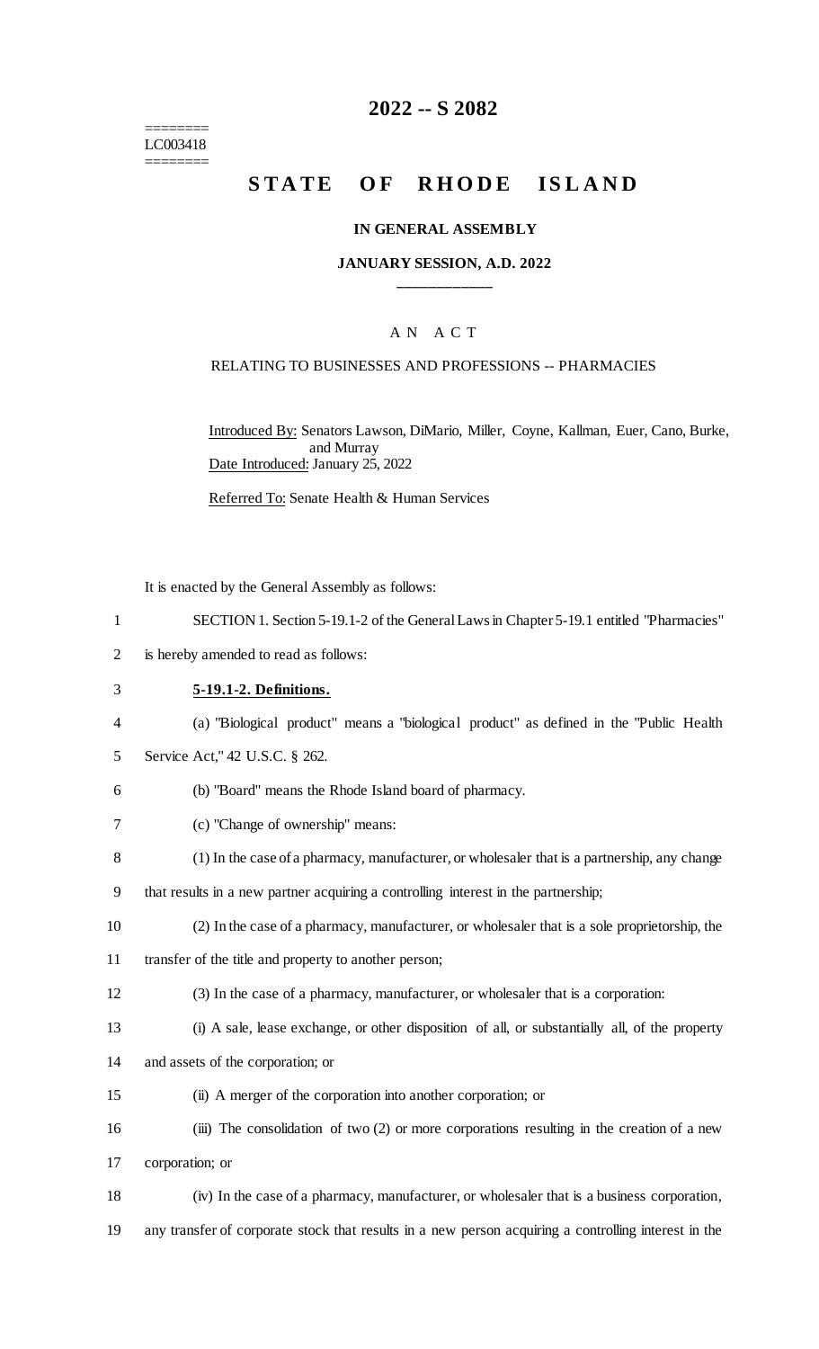========
LC003418
========

# 2022 -- S 2082

# STATE OF RHODE ISLAND

**IN GENERAL ASSEMBLY**

**JANUARY SESSION, A.D. 2022**

A N A C T

RELATING TO BUSINESSES AND PROFESSIONS -- PHARMACIES

Introduced By: Senators Lawson, DiMario, Miller, Coyne, Kallman, Euer, Cano, Burke, and Murray

Date Introduced: January 25, 2022

Referred To: Senate Health & Human Services

It is enacted by the General Assembly as follows:

1 SECTION 1. Section 5-19.1-2 of the General Laws in Chapter 5-19.1 entitled "Pharmacies"
2 is hereby amended to read as follows:

3 **5-19.1-2. Definitions.**

4 (a) "Biological product" means a "biological product" as defined in the "Public Health
5 Service Act," 42 U.S.C. § 262.

6 (b) "Board" means the Rhode Island board of pharmacy.

7 (c) "Change of ownership" means:

8 (1) In the case of a pharmacy, manufacturer, or wholesaler that is a partnership, any change
9 that results in a new partner acquiring a controlling interest in the partnership;

10 (2) In the case of a pharmacy, manufacturer, or wholesaler that is a sole proprietorship, the
11 transfer of the title and property to another person;

12 (3) In the case of a pharmacy, manufacturer, or wholesaler that is a corporation:

13 (i) A sale, lease exchange, or other disposition of all, or substantially all, of the property
14 and assets of the corporation; or

15 (ii) A merger of the corporation into another corporation; or

16 (iii) The consolidation of two (2) or more corporations resulting in the creation of a new
17 corporation; or

18 (iv) In the case of a pharmacy, manufacturer, or wholesaler that is a business corporation,
19 any transfer of corporate stock that results in a new person acquiring a controlling interest in the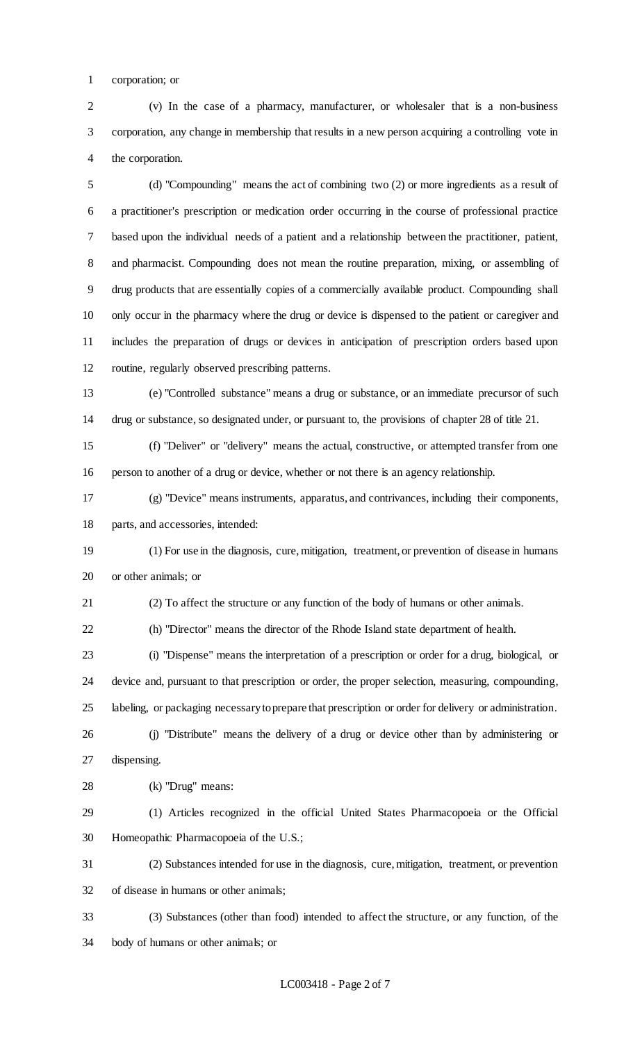corporation; or

(v) In the case of a pharmacy, manufacturer, or wholesaler that is a non-business corporation, any change in membership that results in a new person acquiring a controlling vote in the corporation.

(d) "Compounding" means the act of combining two (2) or more ingredients as a result of a practitioner's prescription or medication order occurring in the course of professional practice based upon the individual needs of a patient and a relationship between the practitioner, patient, and pharmacist. Compounding does not mean the routine preparation, mixing, or assembling of drug products that are essentially copies of a commercially available product. Compounding shall only occur in the pharmacy where the drug or device is dispensed to the patient or caregiver and includes the preparation of drugs or devices in anticipation of prescription orders based upon routine, regularly observed prescribing patterns.

(e) "Controlled substance" means a drug or substance, or an immediate precursor of such drug or substance, so designated under, or pursuant to, the provisions of chapter 28 of title 21.

(f) "Deliver" or "delivery" means the actual, constructive, or attempted transfer from one person to another of a drug or device, whether or not there is an agency relationship.

(g) "Device" means instruments, apparatus, and contrivances, including their components, parts, and accessories, intended:

(1) For use in the diagnosis, cure, mitigation, treatment, or prevention of disease in humans or other animals; or

(2) To affect the structure or any function of the body of humans or other animals.

(h) "Director" means the director of the Rhode Island state department of health.

(i) "Dispense" means the interpretation of a prescription or order for a drug, biological, or device and, pursuant to that prescription or order, the proper selection, measuring, compounding, labeling, or packaging necessary to prepare that prescription or order for delivery or administration.

(j) "Distribute" means the delivery of a drug or device other than by administering or dispensing.

(k) "Drug" means:

(1) Articles recognized in the official United States Pharmacopoeia or the Official Homeopathic Pharmacopoeia of the U.S.;

(2) Substances intended for use in the diagnosis, cure, mitigation, treatment, or prevention of disease in humans or other animals;

(3) Substances (other than food) intended to affect the structure, or any function, of the body of humans or other animals; or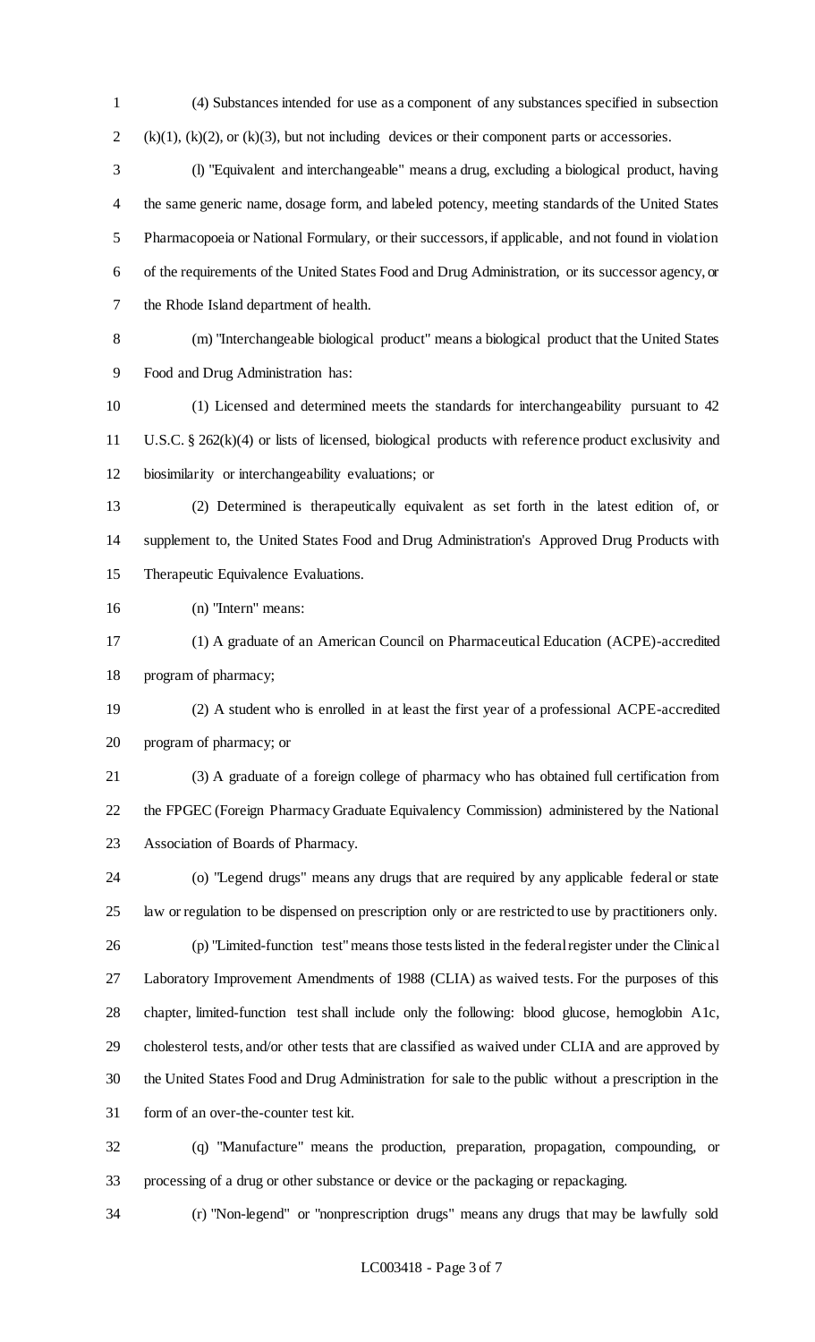(4) Substances intended for use as a component of any substances specified in subsection (k)(1), (k)(2), or (k)(3), but not including devices or their component parts or accessories.

(l) "Equivalent and interchangeable" means a drug, excluding a biological product, having the same generic name, dosage form, and labeled potency, meeting standards of the United States Pharmacopoeia or National Formulary, or their successors, if applicable, and not found in violation of the requirements of the United States Food and Drug Administration, or its successor agency, or the Rhode Island department of health.

(m) "Interchangeable biological product" means a biological product that the United States Food and Drug Administration has:

(1) Licensed and determined meets the standards for interchangeability pursuant to 42 U.S.C. § 262(k)(4) or lists of licensed, biological products with reference product exclusivity and biosimilarity or interchangeability evaluations; or

(2) Determined is therapeutically equivalent as set forth in the latest edition of, or supplement to, the United States Food and Drug Administration's Approved Drug Products with Therapeutic Equivalence Evaluations.

(n) "Intern" means:

(1) A graduate of an American Council on Pharmaceutical Education (ACPE)-accredited program of pharmacy;

(2) A student who is enrolled in at least the first year of a professional ACPE-accredited program of pharmacy; or

(3) A graduate of a foreign college of pharmacy who has obtained full certification from the FPGEC (Foreign Pharmacy Graduate Equivalency Commission) administered by the National Association of Boards of Pharmacy.

(o) "Legend drugs" means any drugs that are required by any applicable federal or state law or regulation to be dispensed on prescription only or are restricted to use by practitioners only.

(p) "Limited-function test" means those tests listed in the federal register under the Clinical Laboratory Improvement Amendments of 1988 (CLIA) as waived tests. For the purposes of this chapter, limited-function test shall include only the following: blood glucose, hemoglobin A1c, cholesterol tests, and/or other tests that are classified as waived under CLIA and are approved by the United States Food and Drug Administration for sale to the public without a prescription in the form of an over-the-counter test kit.

(q) "Manufacture" means the production, preparation, propagation, compounding, or processing of a drug or other substance or device or the packaging or repackaging.

(r) "Non-legend" or "nonprescription drugs" means any drugs that may be lawfully sold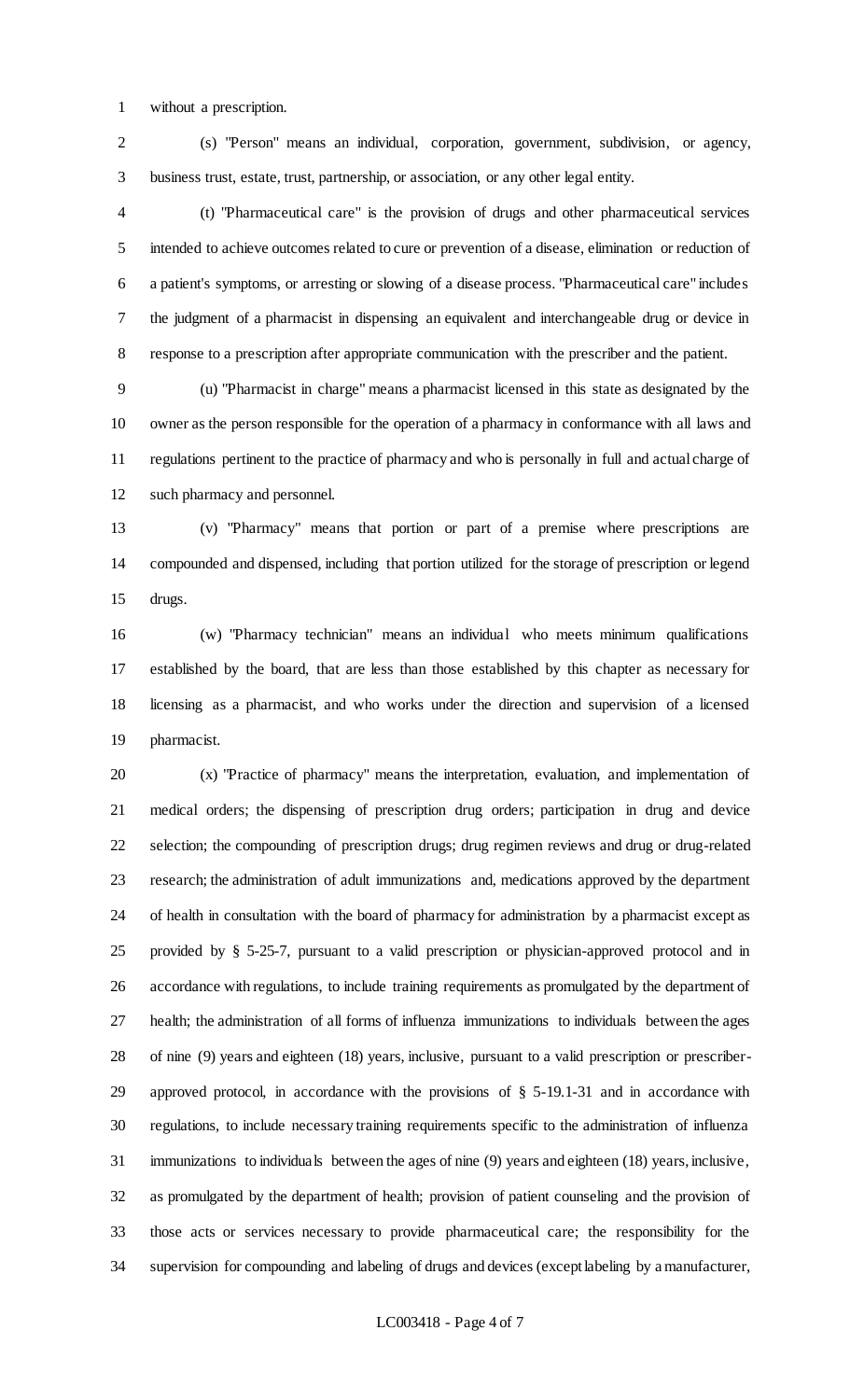without a prescription.

(s) "Person" means an individual, corporation, government, subdivision, or agency, business trust, estate, trust, partnership, or association, or any other legal entity.

(t) "Pharmaceutical care" is the provision of drugs and other pharmaceutical services intended to achieve outcomes related to cure or prevention of a disease, elimination or reduction of a patient's symptoms, or arresting or slowing of a disease process. "Pharmaceutical care" includes the judgment of a pharmacist in dispensing an equivalent and interchangeable drug or device in response to a prescription after appropriate communication with the prescriber and the patient.

(u) "Pharmacist in charge" means a pharmacist licensed in this state as designated by the owner as the person responsible for the operation of a pharmacy in conformance with all laws and regulations pertinent to the practice of pharmacy and who is personally in full and actual charge of such pharmacy and personnel.

(v) "Pharmacy" means that portion or part of a premise where prescriptions are compounded and dispensed, including that portion utilized for the storage of prescription or legend drugs.

(w) "Pharmacy technician" means an individual who meets minimum qualifications established by the board, that are less than those established by this chapter as necessary for licensing as a pharmacist, and who works under the direction and supervision of a licensed pharmacist.

(x) "Practice of pharmacy" means the interpretation, evaluation, and implementation of medical orders; the dispensing of prescription drug orders; participation in drug and device selection; the compounding of prescription drugs; drug regimen reviews and drug or drug-related research; the administration of adult immunizations and, medications approved by the department of health in consultation with the board of pharmacy for administration by a pharmacist except as provided by § 5-25-7, pursuant to a valid prescription or physician-approved protocol and in accordance with regulations, to include training requirements as promulgated by the department of health; the administration of all forms of influenza immunizations to individuals between the ages of nine (9) years and eighteen (18) years, inclusive, pursuant to a valid prescription or prescriber-approved protocol, in accordance with the provisions of § 5-19.1-31 and in accordance with regulations, to include necessary training requirements specific to the administration of influenza immunizations to individuals between the ages of nine (9) years and eighteen (18) years, inclusive, as promulgated by the department of health; provision of patient counseling and the provision of those acts or services necessary to provide pharmaceutical care; the responsibility for the supervision for compounding and labeling of drugs and devices (except labeling by a manufacturer,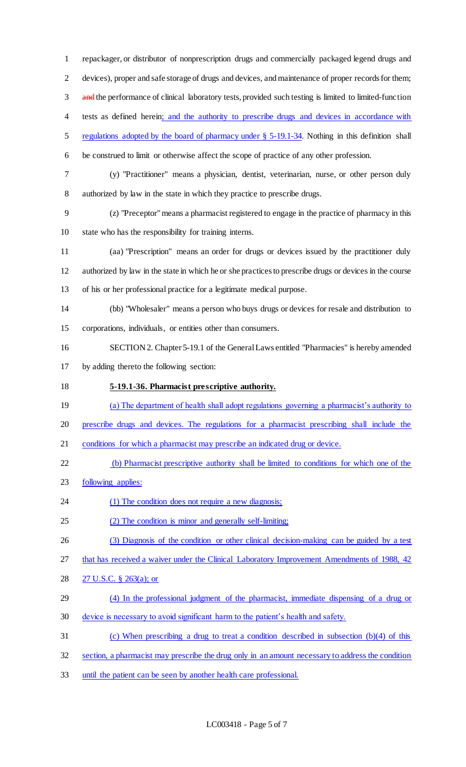repackager, or distributor of nonprescription drugs and commercially packaged legend drugs and devices), proper and safe storage of drugs and devices, and maintenance of proper records for them; ~~and~~ the performance of clinical laboratory tests, provided such testing is limited to limited-function tests as defined herein; and the authority to prescribe drugs and devices in accordance with regulations adopted by the board of pharmacy under § 5-19.1-34. Nothing in this definition shall be construed to limit or otherwise affect the scope of practice of any other profession.

(y) "Practitioner" means a physician, dentist, veterinarian, nurse, or other person duly authorized by law in the state in which they practice to prescribe drugs.

(z) "Preceptor" means a pharmacist registered to engage in the practice of pharmacy in this state who has the responsibility for training interns.

(aa) "Prescription" means an order for drugs or devices issued by the practitioner duly authorized by law in the state in which he or she practices to prescribe drugs or devices in the course of his or her professional practice for a legitimate medical purpose.

(bb) "Wholesaler" means a person who buys drugs or devices for resale and distribution to corporations, individuals, or entities other than consumers.

SECTION 2. Chapter 5-19.1 of the General Laws entitled "Pharmacies" is hereby amended by adding thereto the following section:

**5-19.1-36. Pharmacist prescriptive authority.**

(a) The department of health shall adopt regulations governing a pharmacist's authority to prescribe drugs and devices. The regulations for a pharmacist prescribing shall include the conditions for which a pharmacist may prescribe an indicated drug or device.

(b) Pharmacist prescriptive authority shall be limited to conditions for which one of the following applies:

(1) The condition does not require a new diagnosis;

(2) The condition is minor and generally self-limiting;

(3) Diagnosis of the condition or other clinical decision-making can be guided by a test that has received a waiver under the Clinical Laboratory Improvement Amendments of 1988, 42 U.S.C. § 263(a); or

(4) In the professional judgment of the pharmacist, immediate dispensing of a drug or device is necessary to avoid significant harm to the patient's health and safety.

(c) When prescribing a drug to treat a condition described in subsection (b)(4) of this section, a pharmacist may prescribe the drug only in an amount necessary to address the condition until the patient can be seen by another health care professional.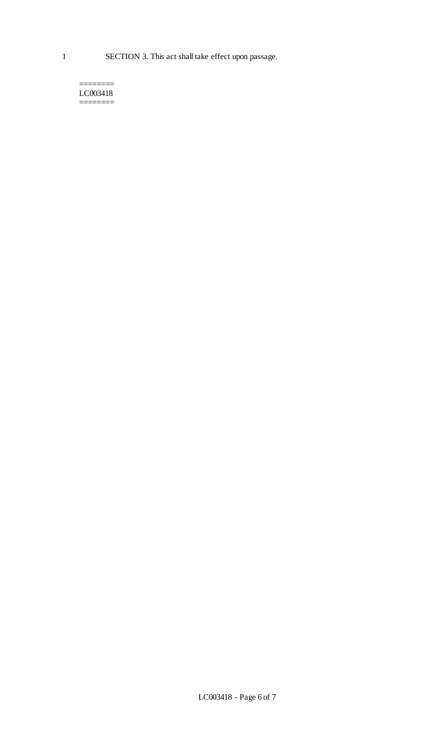1 SECTION 3. This act shall take effect upon passage.

========
LC003418
========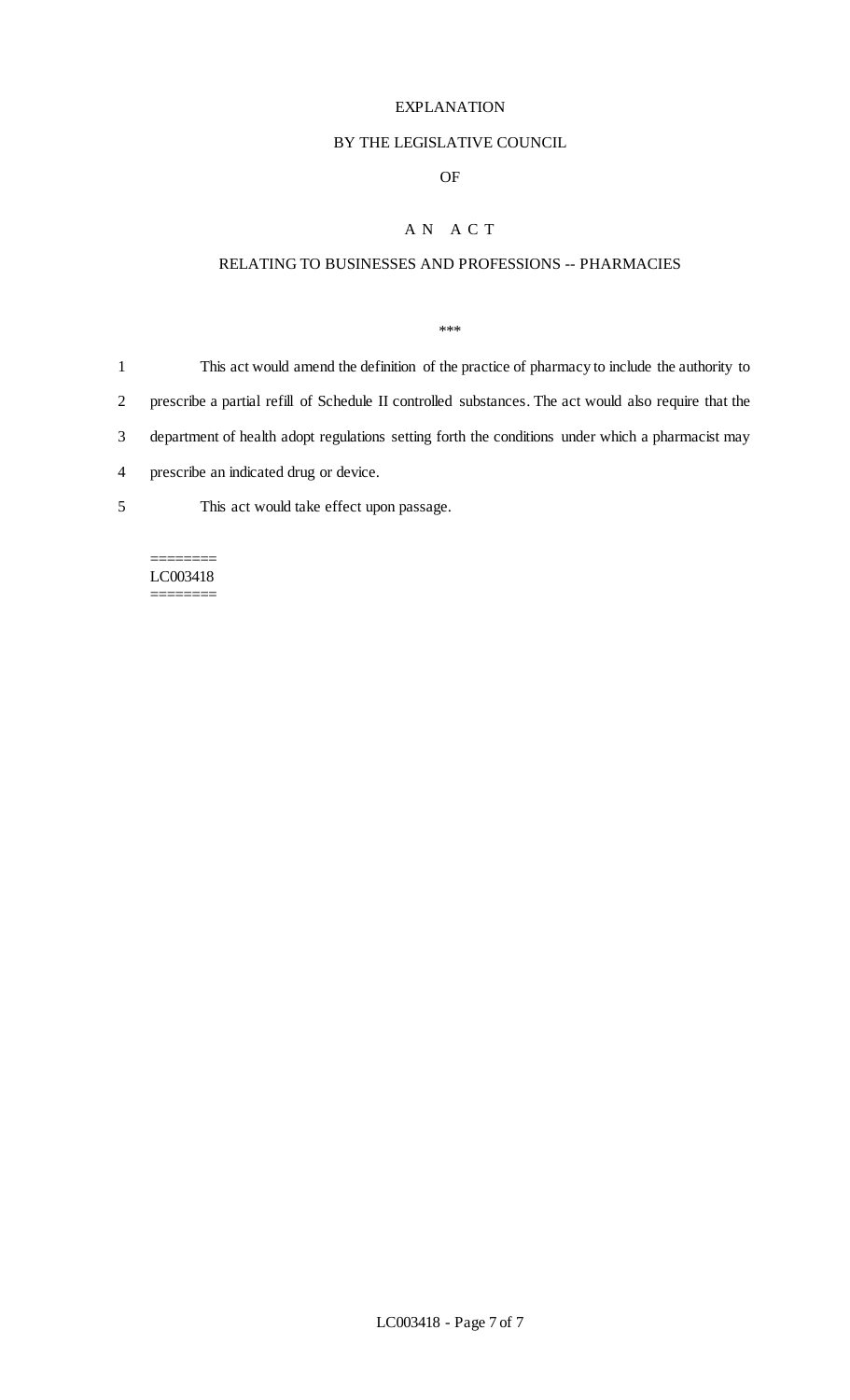EXPLANATION

BY THE LEGISLATIVE COUNCIL

OF

A N A C T

RELATING TO BUSINESSES AND PROFESSIONS -- PHARMACIES

\*\*\*

1 This act would amend the definition of the practice of pharmacy to include the authority to
2 prescribe a partial refill of Schedule II controlled substances. The act would also require that the
3 department of health adopt regulations setting forth the conditions under which a pharmacist may
4 prescribe an indicated drug or device.
5 This act would take effect upon passage.

========
LC003418
========